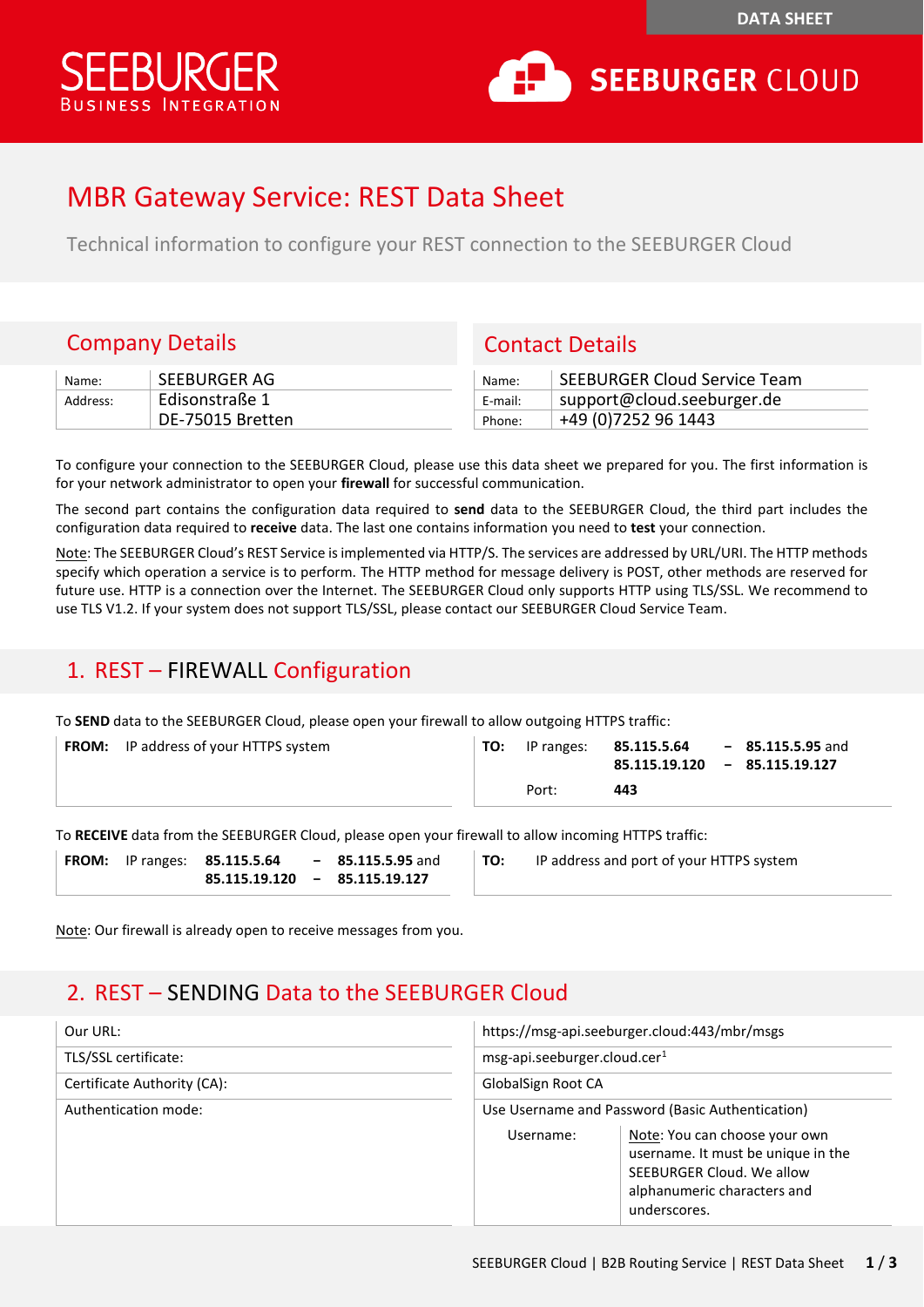DATA SHEET

SEEBURGER
BUSINESS INTEGRATION

SEEBURGER CLOUD

# MBR Gateway Service: REST Data Sheet

Technical information to configure your REST connection to the SEEBURGER Cloud

## Company Details

| | |
|---|---|
| Name: | SEEBURGER AG |
| Address: | Edisonstraße 1<br>DE-75015 Bretten |

## Contact Details

| | |
|---|---|
| Name: | SEEBURGER Cloud Service Team |
| E-mail: | support@cloud.seeburger.de |
| Phone: | +49 (0)7252 96 1443 |

To configure your connection to the SEEBURGER Cloud, please use this data sheet we prepared for you. The first information is for your network administrator to open your **firewall** for successful communication.

The second part contains the configuration data required to **send** data to the SEEBURGER Cloud, the third part includes the configuration data required to **receive** data. The last one contains information you need to **test** your connection.

Note: The SEEBURGER Cloud's REST Service is implemented via HTTP/S. The services are addressed by URL/URI. The HTTP methods specify which operation a service is to perform. The HTTP method for message delivery is POST, other methods are reserved for future use. HTTP is a connection over the Internet. The SEEBURGER Cloud only supports HTTP using TLS/SSL. We recommend to use TLS V1.2. If your system does not support TLS/SSL, please contact our SEEBURGER Cloud Service Team.

## 1. REST – FIREWALL Configuration

To **SEND** data to the SEEBURGER Cloud, please open your firewall to allow outgoing HTTPS traffic:

| FROM: | TO: |
|---|---|
| IP address of your HTTPS system | IP ranges: **85.115.5.64 – 85.115.5.95** and **85.115.19.120 – 85.115.19.127**<br>Port: **443** |

To **RECEIVE** data from the SEEBURGER Cloud, please open your firewall to allow incoming HTTPS traffic:

| FROM: | TO: |
|---|---|
| IP ranges: **85.115.5.64 – 85.115.5.95** and **85.115.19.120 – 85.115.19.127** | IP address and port of your HTTPS system |

Note: Our firewall is already open to receive messages from you.

## 2. REST – SENDING Data to the SEEBURGER Cloud

| | |
|---|---|
| Our URL: | https://msg-api.seeburger.cloud:443/mbr/msgs |
| TLS/SSL certificate: | msg-api.seeburger.cloud.cer[1] |
| Certificate Authority (CA): | GlobalSign Root CA |
| Authentication mode: | Use Username and Password (Basic Authentication)<br>Username: Note: You can choose your own username. It must be unique in the SEEBURGER Cloud. We allow alphanumeric characters and underscores. |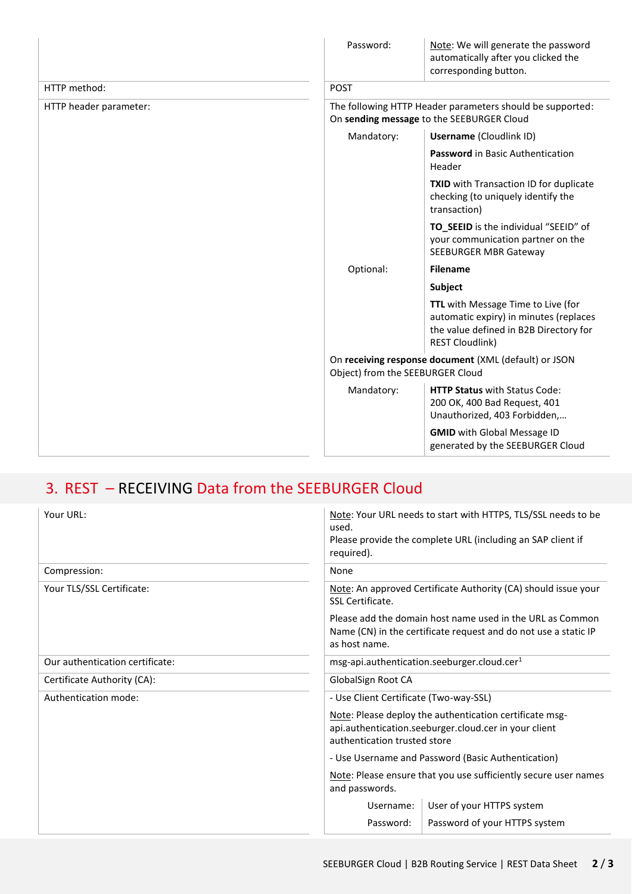| | |
|---|---|
| | Password: Note: We will generate the password automatically after you clicked the corresponding button. |
| HTTP method: | POST |
| HTTP header parameter: | The following HTTP Header parameters should be supported: On **sending message** to the SEEBURGER Cloud<br>Mandatory: **Username** (Cloudlink ID)<br>**Password** in Basic Authentication Header<br>**TXID** with Transaction ID for duplicate checking (to uniquely identify the transaction)<br>**TO_SEEID** is the individual "SEEID" of your communication partner on the SEEBURGER MBR Gateway<br>Optional: **Filename**<br>**Subject**<br>**TTL** with Message Time to Live (for automatic expiry) in minutes (replaces the value defined in B2B Directory for REST Cloudlink)<br>On **receiving response document** (XML (default) or JSON Object) from the SEEBURGER Cloud<br>Mandatory: **HTTP Status** with Status Code: 200 OK, 400 Bad Request, 401 Unauthorized, 403 Forbidden,…<br>**GMID** with Global Message ID generated by the SEEBURGER Cloud |

## 3. REST – RECEIVING Data from the SEEBURGER Cloud

| | |
|---|---|
| Your URL: | Note: Your URL needs to start with HTTPS, TLS/SSL needs to be used.<br>Please provide the complete URL (including an SAP client if required). |
| Compression: | None |
| Your TLS/SSL Certificate: | Note: An approved Certificate Authority (CA) should issue your SSL Certificate.<br>Please add the domain host name used in the URL as Common Name (CN) in the certificate request and do not use a static IP as host name. |
| Our authentication certificate: | msg-api.authentication.seeburger.cloud.cer[1] |
| Certificate Authority (CA): | GlobalSign Root CA |
| Authentication mode: | - Use Client Certificate (Two-way-SSL)<br>Note: Please deploy the authentication certificate msg-api.authentication.seeburger.cloud.cer in your client authentication trusted store<br>- Use Username and Password (Basic Authentication)<br>Note: Please ensure that you use sufficiently secure user names and passwords.<br>Username: User of your HTTPS system<br>Password: Password of your HTTPS system |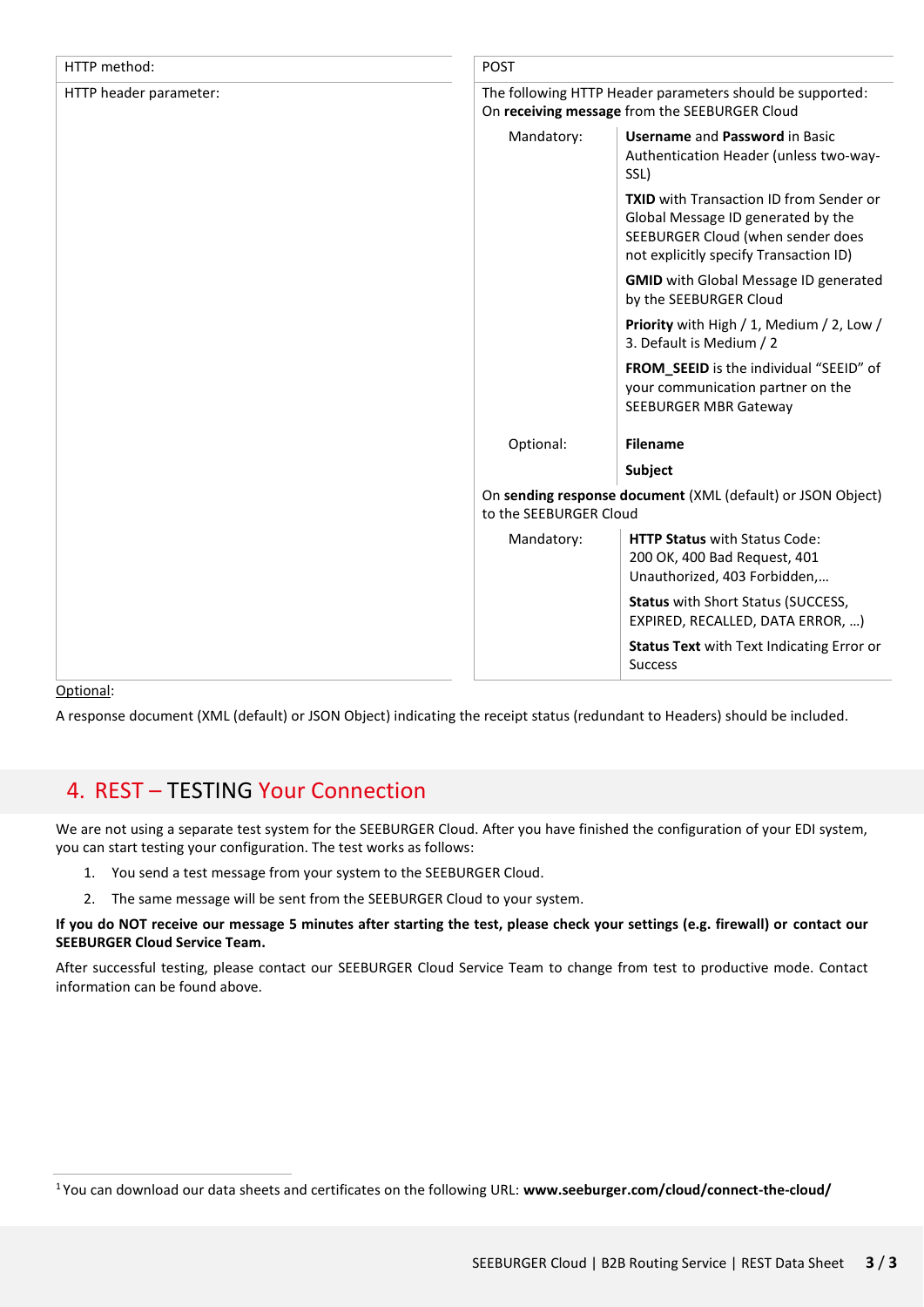| | |
|---|---|
| HTTP method: | POST |
| HTTP header parameter: | The following HTTP Header parameters should be supported:<br>On **receiving message** from the SEEBURGER Cloud<br><br>Mandatory:<br>**Username** and **Password** in Basic Authentication Header (unless two-way-SSL)<br>**TXID** with Transaction ID from Sender or Global Message ID generated by the SEEBURGER Cloud (when sender does not explicitly specify Transaction ID)<br>**GMID** with Global Message ID generated by the SEEBURGER Cloud<br>**Priority** with High / 1, Medium / 2, Low / 3. Default is Medium / 2<br>**FROM_SEEID** is the individual "SEEID" of your communication partner on the SEEBURGER MBR Gateway<br><br>Optional:<br>**Filename**<br>**Subject**<br><br>On **sending response document** (XML (default) or JSON Object) to the SEEBURGER Cloud<br><br>Mandatory:<br>**HTTP Status** with Status Code: 200 OK, 400 Bad Request, 401 Unauthorized, 403 Forbidden,…<br>**Status** with Short Status (SUCCESS, EXPIRED, RECALLED, DATA ERROR, …)<br>**Status Text** with Text Indicating Error or Success |

Optional:

A response document (XML (default) or JSON Object) indicating the receipt status (redundant to Headers) should be included.

## 4. REST – TESTING Your Connection

We are not using a separate test system for the SEEBURGER Cloud. After you have finished the configuration of your EDI system, you can start testing your configuration. The test works as follows:

1. You send a test message from your system to the SEEBURGER Cloud.
2. The same message will be sent from the SEEBURGER Cloud to your system.

**If you do NOT receive our message 5 minutes after starting the test, please check your settings (e.g. firewall) or contact our SEEBURGER Cloud Service Team.**

After successful testing, please contact our SEEBURGER Cloud Service Team to change from test to productive mode. Contact information can be found above.

[1] You can download our data sheets and certificates on the following URL: **www.seeburger.com/cloud/connect-the-cloud/**